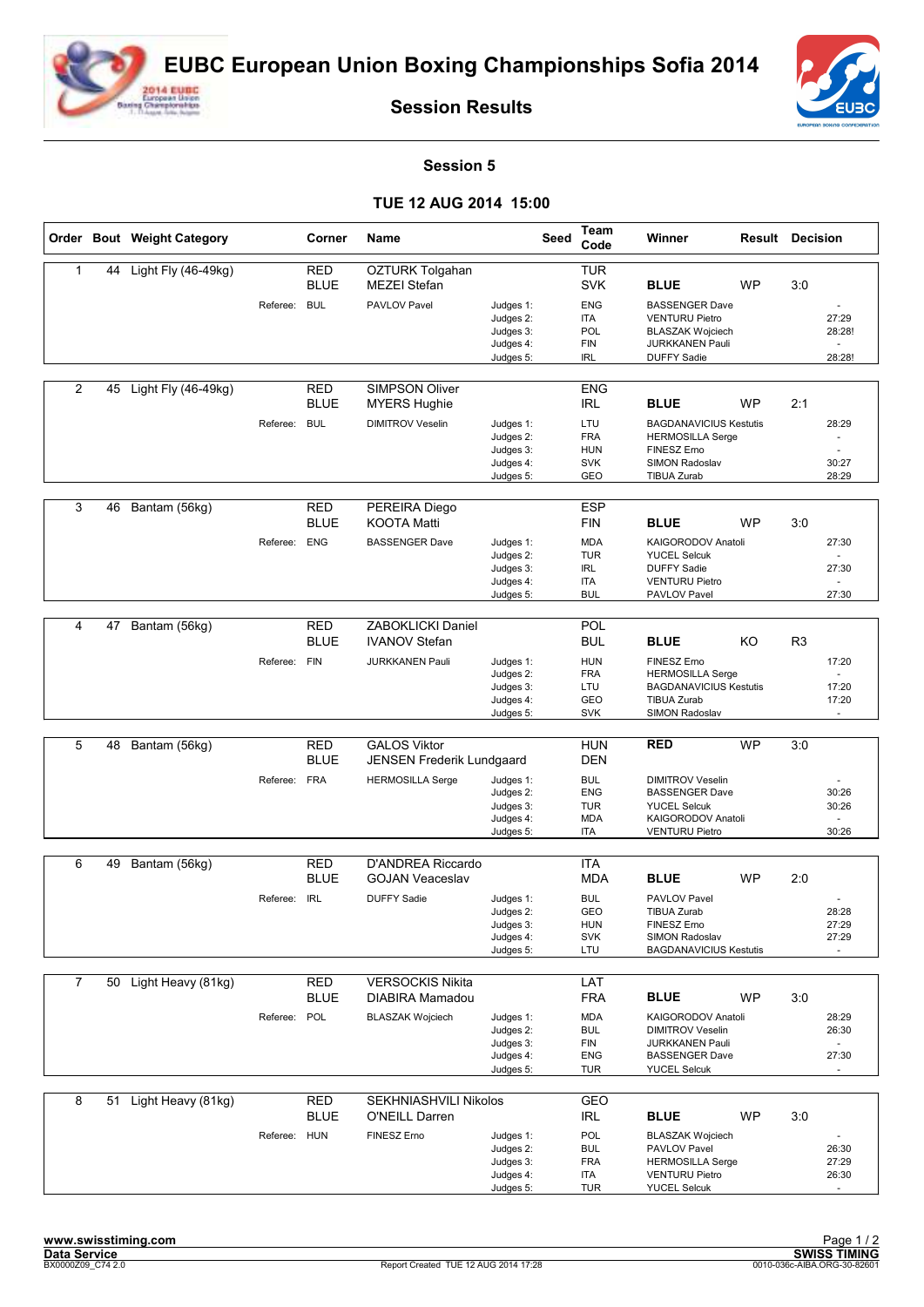# EUBC European Union Boxing Championships Sofia 2014

## Session Results

### Session 5

### TUE 12 AUG 2014 15:00

| Order | Bout | Weight Category | Corner | Name | Seed | Team Code | Winner | Result | Decision |
|---|---|---|---|---|---|---|---|---|---|
| 1 | 44 | Light Fly (46-49kg) | RED | OZTURK Tolgahan | | TUR | | | |
| | | | BLUE | MEZEI Stefan | | SVK | BLUE | WP | 3:0 |
| | | Referee: | BUL | PAVLOV Pavel | Judges 1: | ENG | BASSENGER Dave | | - |
| | | | | | Judges 2: | ITA | VENTURU Pietro | | 27:29 |
| | | | | | Judges 3: | POL | BLASZAK Wojciech | | 28:28! |
| | | | | | Judges 4: | FIN | JURKKANEN Pauli | | - |
| | | | | | Judges 5: | IRL | DUFFY Sadie | | 28:28! |
| 2 | 45 | Light Fly (46-49kg) | RED | SIMPSON Oliver | | ENG | | | |
| | | | BLUE | MYERS Hughie | | IRL | BLUE | WP | 2:1 |
| | | Referee: | BUL | DIMITROV Veselin | Judges 1: | LTU | BAGDANAVICIUS Kestutis | | 28:29 |
| | | | | | Judges 2: | FRA | HERMOSILLA Serge | | - |
| | | | | | Judges 3: | HUN | FINESZ Erno | | - |
| | | | | | Judges 4: | SVK | SIMON Radoslav | | 30:27 |
| | | | | | Judges 5: | GEO | TIBUA Zurab | | 28:29 |
| 3 | 46 | Bantam (56kg) | RED | PEREIRA Diego | | ESP | | | |
| | | | BLUE | KOOTA Matti | | FIN | BLUE | WP | 3:0 |
| | | Referee: | ENG | BASSENGER Dave | Judges 1: | MDA | KAIGORODOV Anatoli | | 27:30 |
| | | | | | Judges 2: | TUR | YUCEL Selcuk | | - |
| | | | | | Judges 3: | IRL | DUFFY Sadie | | 27:30 |
| | | | | | Judges 4: | ITA | VENTURU Pietro | | - |
| | | | | | Judges 5: | BUL | PAVLOV Pavel | | 27:30 |
| 4 | 47 | Bantam (56kg) | RED | ZABOKLICKI Daniel | | POL | | | |
| | | | BLUE | IVANOV Stefan | | BUL | BLUE | KO | R3 |
| | | Referee: | FIN | JURKKANEN Pauli | Judges 1: | HUN | FINESZ Erno | | 17:20 |
| | | | | | Judges 2: | FRA | HERMOSILLA Serge | | - |
| | | | | | Judges 3: | LTU | BAGDANAVICIUS Kestutis | | 17:20 |
| | | | | | Judges 4: | GEO | TIBUA Zurab | | 17:20 |
| | | | | | Judges 5: | SVK | SIMON Radoslav | | - |
| 5 | 48 | Bantam (56kg) | RED | GALOS Viktor | | HUN | RED | WP | 3:0 |
| | | | BLUE | JENSEN Frederik Lundgaard | | DEN | | | |
| | | Referee: | FRA | HERMOSILLA Serge | Judges 1: | BUL | DIMITROV Veselin | | - |
| | | | | | Judges 2: | ENG | BASSENGER Dave | | 30:26 |
| | | | | | Judges 3: | TUR | YUCEL Selcuk | | 30:26 |
| | | | | | Judges 4: | MDA | KAIGORODOV Anatoli | | - |
| | | | | | Judges 5: | ITA | VENTURU Pietro | | 30:26 |
| 6 | 49 | Bantam (56kg) | RED | D'ANDREA Riccardo | | ITA | | | |
| | | | BLUE | GOJAN Veaceslav | | MDA | BLUE | WP | 2:0 |
| | | Referee: | IRL | DUFFY Sadie | Judges 1: | BUL | PAVLOV Pavel | | - |
| | | | | | Judges 2: | GEO | TIBUA Zurab | | 28:28 |
| | | | | | Judges 3: | HUN | FINESZ Erno | | 27:29 |
| | | | | | Judges 4: | SVK | SIMON Radoslav | | 27:29 |
| | | | | | Judges 5: | LTU | BAGDANAVICIUS Kestutis | | - |
| 7 | 50 | Light Heavy (81kg) | RED | VERSOCKIS Nikita | | LAT | | | |
| | | | BLUE | DIABIRA Mamadou | | FRA | BLUE | WP | 3:0 |
| | | Referee: | POL | BLASZAK Wojciech | Judges 1: | MDA | KAIGORODOV Anatoli | | 28:29 |
| | | | | | Judges 2: | BUL | DIMITROV Veselin | | 26:30 |
| | | | | | Judges 3: | FIN | JURKKANEN Pauli | | - |
| | | | | | Judges 4: | ENG | BASSENGER Dave | | 27:30 |
| | | | | | Judges 5: | TUR | YUCEL Selcuk | | - |
| 8 | 51 | Light Heavy (81kg) | RED | SEKHNIASHVILI Nikolos | | GEO | | | |
| | | | BLUE | O'NEILL Darren | | IRL | BLUE | WP | 3:0 |
| | | Referee: | HUN | FINESZ Erno | Judges 1: | POL | BLASZAK Wojciech | | - |
| | | | | | Judges 2: | BUL | PAVLOV Pavel | | 26:30 |
| | | | | | Judges 3: | FRA | HERMOSILLA Serge | | 27:29 |
| | | | | | Judges 4: | ITA | VENTURU Pietro | | 26:30 |
| | | | | | Judges 5: | TUR | YUCEL Selcuk | | - |

www.swisstiming.com
Data Service
BX0000Z09_C74 2.0

Report Created TUE 12 AUG 2014 17:28

SWISS TIMING
0010-036c-AIBA.ORG-30-82601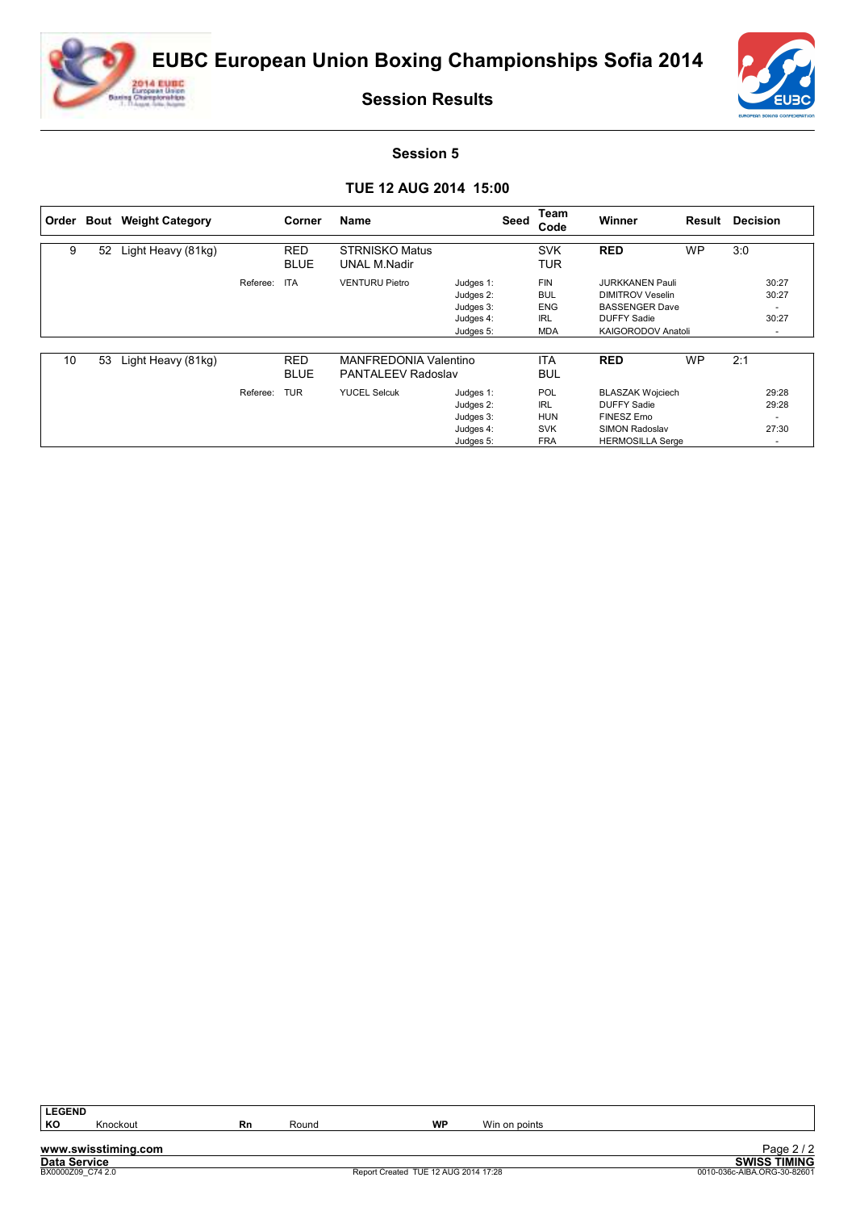# EUBC European Union Boxing Championships Sofia 2014

## Session Results

### Session 5

### TUE 12 AUG 2014 15:00

| Order | Bout | Weight Category | | Corner | Name | | Seed | Team Code | Winner | Result | Decision |
|---|---|---|---|---|---|---|---|---|---|---|---|
| 9 | 52 | Light Heavy (81kg) | | RED<br>BLUE | STRNISKO Matus<br>UNAL M.Nadir | | | SVK<br>TUR | **RED** | WP | 3:0 |
| | | | Referee: | ITA | VENTURU Pietro | Judges 1: | | FIN | JURKKANEN Pauli | | 30:27 |
| | | | | | | Judges 2: | | BUL | DIMITROV Veselin | | 30:27 |
| | | | | | | Judges 3: | | ENG | BASSENGER Dave | | - |
| | | | | | | Judges 4: | | IRL | DUFFY Sadie | | 30:27 |
| | | | | | | Judges 5: | | MDA | KAIGORODOV Anatoli | | - |
| 10 | 53 | Light Heavy (81kg) | | RED<br>BLUE | MANFREDONIA Valentino<br>PANTALEEV Radoslav | | | ITA<br>BUL | **RED** | WP | 2:1 |
| | | | Referee: | TUR | YUCEL Selcuk | Judges 1: | | POL | BLASZAK Wojciech | | 29:28 |
| | | | | | | Judges 2: | | IRL | DUFFY Sadie | | 29:28 |
| | | | | | | Judges 3: | | HUN | FINESZ Erno | | - |
| | | | | | | Judges 4: | | SVK | SIMON Radoslav | | 27:30 |
| | | | | | | Judges 5: | | FRA | HERMOSILLA Serge | | - |

| LEGEND | | | | | |
|---|---|---|---|---|---|
| KO | Knockout | Rn | Round | WP | Win on points |

www.swisstiming.com

Data Service

BX0000Z09_C74 2.0

Report Created TUE 12 AUG 2014 17:28

SWISS TIMING

0010-036c-AIBA.ORG-30-82601